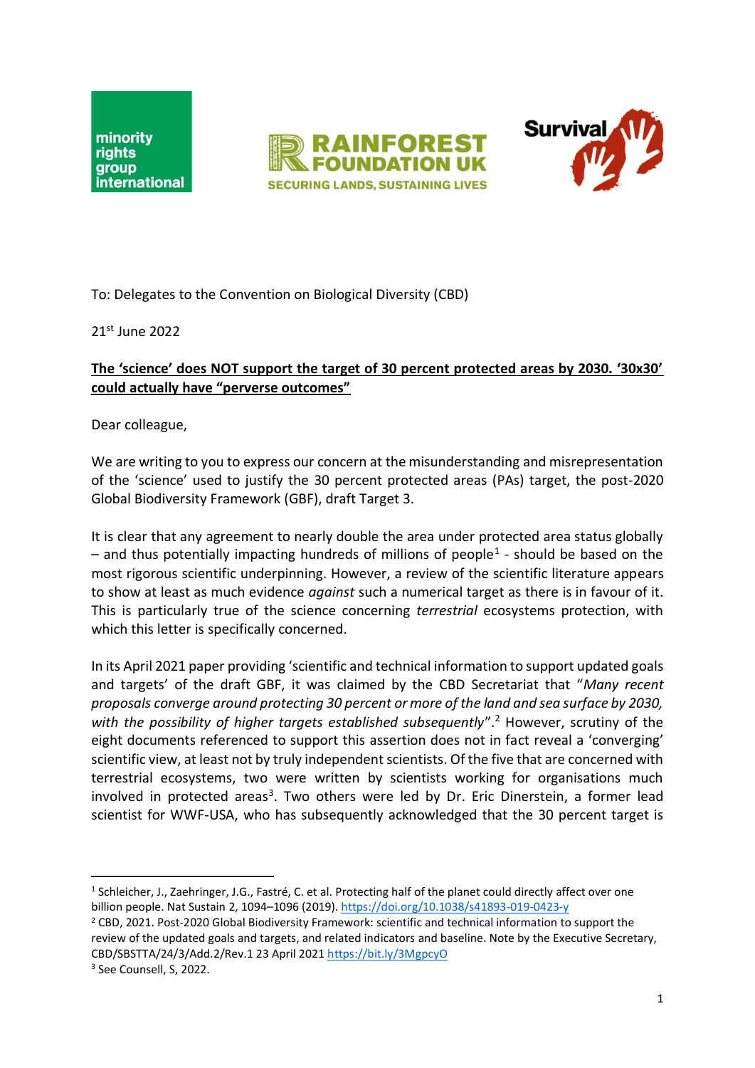minority rights group international

RAINFOREST FOUNDATION UK
SECURING LANDS, SUSTAINING LIVES

Survival

To: Delegates to the Convention on Biological Diversity (CBD)

21st June 2022

**The 'science' does NOT support the target of 30 percent protected areas by 2030. '30x30' could actually have "perverse outcomes"**

Dear colleague,

We are writing to you to express our concern at the misunderstanding and misrepresentation of the 'science' used to justify the 30 percent protected areas (PAs) target, the post-2020 Global Biodiversity Framework (GBF), draft Target 3.

It is clear that any agreement to nearly double the area under protected area status globally – and thus potentially impacting hundreds of millions of people[1] - should be based on the most rigorous scientific underpinning. However, a review of the scientific literature appears to show at least as much evidence *against* such a numerical target as there is in favour of it. This is particularly true of the science concerning *terrestrial* ecosystems protection, with which this letter is specifically concerned.

In its April 2021 paper providing 'scientific and technical information to support updated goals and targets' of the draft GBF, it was claimed by the CBD Secretariat that "*Many recent proposals converge around protecting 30 percent or more of the land and sea surface by 2030, with the possibility of higher targets established subsequently*".[2] However, scrutiny of the eight documents referenced to support this assertion does not in fact reveal a 'converging' scientific view, at least not by truly independent scientists. Of the five that are concerned with terrestrial ecosystems, two were written by scientists working for organisations much involved in protected areas[3]. Two others were led by Dr. Eric Dinerstein, a former lead scientist for WWF-USA, who has subsequently acknowledged that the 30 percent target is

---

[1] Schleicher, J., Zaehringer, J.G., Fastré, C. et al. Protecting half of the planet could directly affect over one billion people. Nat Sustain 2, 1094–1096 (2019). https://doi.org/10.1038/s41893-019-0423-y

[2] CBD, 2021. Post-2020 Global Biodiversity Framework: scientific and technical information to support the review of the updated goals and targets, and related indicators and baseline. Note by the Executive Secretary, CBD/SBSTTA/24/3/Add.2/Rev.1 23 April 2021 https://bit.ly/3MgpcyO

[3] See Counsell, S, 2022.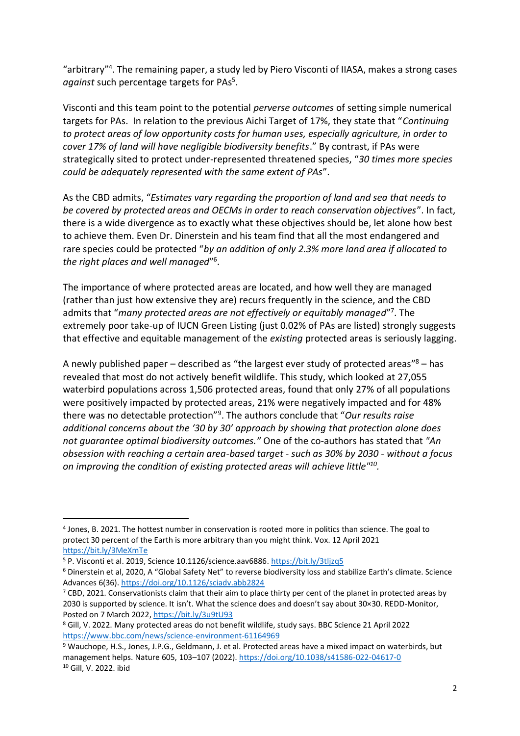"arbitrary"[4]. The remaining paper, a study led by Piero Visconti of IIASA, makes a strong cases *against* such percentage targets for PAs[5].

Visconti and this team point to the potential *perverse outcomes* of setting simple numerical targets for PAs. In relation to the previous Aichi Target of 17%, they state that "*Continuing to protect areas of low opportunity costs for human uses, especially agriculture, in order to cover 17% of land will have negligible biodiversity benefits*." By contrast, if PAs were strategically sited to protect under-represented threatened species, "*30 times more species could be adequately represented with the same extent of PAs*".

As the CBD admits, "*Estimates vary regarding the proportion of land and sea that needs to be covered by protected areas and OECMs in order to reach conservation objectives*". In fact, there is a wide divergence as to exactly what these objectives should be, let alone how best to achieve them. Even Dr. Dinerstein and his team find that all the most endangered and rare species could be protected "*by an addition of only 2.3% more land area if allocated to the right places and well managed*"[6].

The importance of where protected areas are located, and how well they are managed (rather than just how extensive they are) recurs frequently in the science, and the CBD admits that "*many protected areas are not effectively or equitably managed*"[7]. The extremely poor take-up of IUCN Green Listing (just 0.02% of PAs are listed) strongly suggests that effective and equitable management of the *existing* protected areas is seriously lagging.

A newly published paper – described as "the largest ever study of protected areas"[8] – has revealed that most do not actively benefit wildlife. This study, which looked at 27,055 waterbird populations across 1,506 protected areas, found that only 27% of all populations were positively impacted by protected areas, 21% were negatively impacted and for 48% there was no detectable protection"[9]. The authors conclude that "*Our results raise additional concerns about the '30 by 30' approach by showing that protection alone does not guarantee optimal biodiversity outcomes.*" One of the co-authors has stated that *"An obsession with reaching a certain area-based target - such as 30% by 2030 - without a focus on improving the condition of existing protected areas will achieve little"*[10].

---

[4] Jones, B. 2021. The hottest number in conservation is rooted more in politics than science. The goal to protect 30 percent of the Earth is more arbitrary than you might think. Vox. 12 April 2021 https://bit.ly/3MeXmTe

[5] P. Visconti et al. 2019, Science 10.1126/science.aav6886. https://bit.ly/3tljzq5

[6] Dinerstein et al, 2020, A "Global Safety Net" to reverse biodiversity loss and stabilize Earth's climate. Science Advances 6(36). https://doi.org/10.1126/sciadv.abb2824

[7] CBD, 2021. Conservationists claim that their aim to place thirty per cent of the planet in protected areas by 2030 is supported by science. It isn't. What the science does and doesn't say about 30×30. REDD-Monitor, Posted on 7 March 2022, https://bit.ly/3u9tU93

[8] Gill, V. 2022. Many protected areas do not benefit wildlife, study says. BBC Science 21 April 2022 https://www.bbc.com/news/science-environment-61164969

[9] Wauchope, H.S., Jones, J.P.G., Geldmann, J. et al. Protected areas have a mixed impact on waterbirds, but management helps. Nature 605, 103–107 (2022). https://doi.org/10.1038/s41586-022-04617-0

[10] Gill, V. 2022. ibid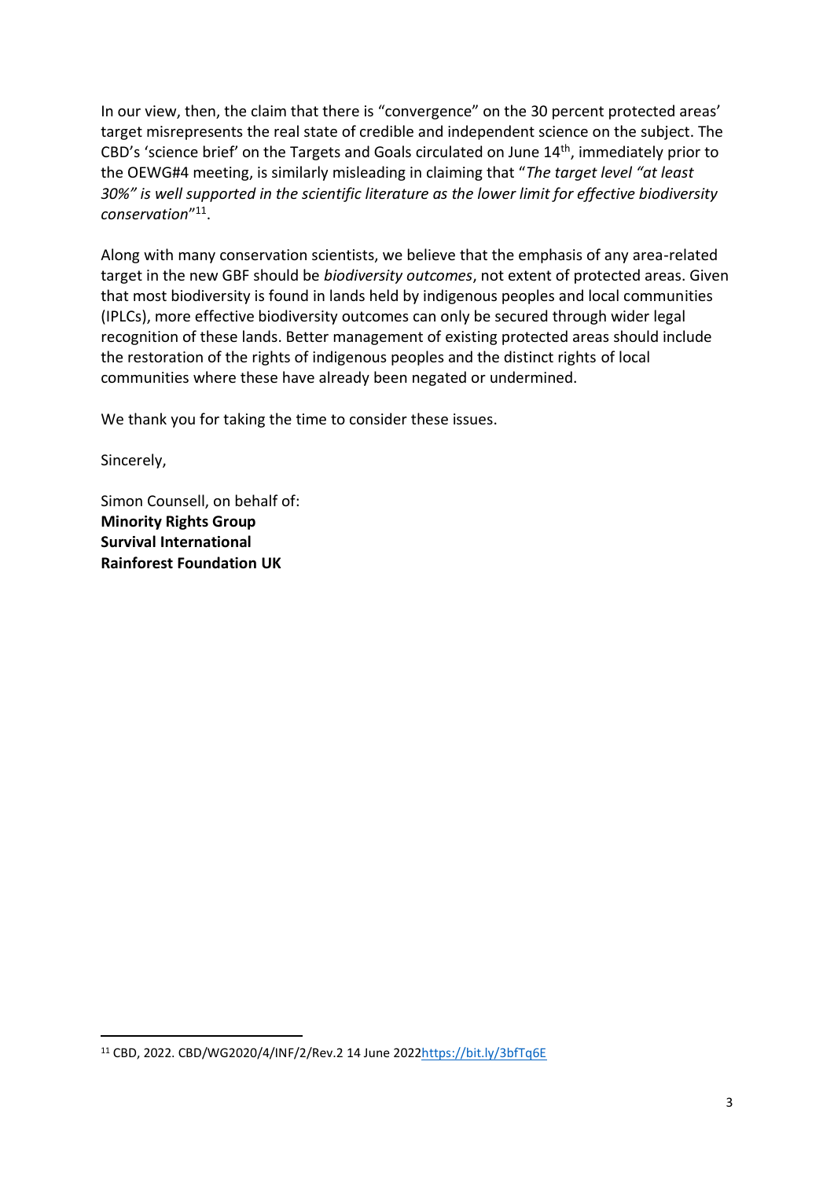In our view, then, the claim that there is "convergence" on the 30 percent protected areas' target misrepresents the real state of credible and independent science on the subject. The CBD's 'science brief' on the Targets and Goals circulated on June 14th, immediately prior to the OEWG#4 meeting, is similarly misleading in claiming that "*The target level "at least 30%" is well supported in the scientific literature as the lower limit for effective biodiversity conservation*"[11].

Along with many conservation scientists, we believe that the emphasis of any area-related target in the new GBF should be *biodiversity outcomes*, not extent of protected areas. Given that most biodiversity is found in lands held by indigenous peoples and local communities (IPLCs), more effective biodiversity outcomes can only be secured through wider legal recognition of these lands. Better management of existing protected areas should include the restoration of the rights of indigenous peoples and the distinct rights of local communities where these have already been negated or undermined.

We thank you for taking the time to consider these issues.

Sincerely,

Simon Counsell, on behalf of:
**Minority Rights Group**
**Survival International**
**Rainforest Foundation UK**

---

[11] CBD, 2022. CBD/WG2020/4/INF/2/Rev.2 14 June 2022https://bit.ly/3bfTq6E